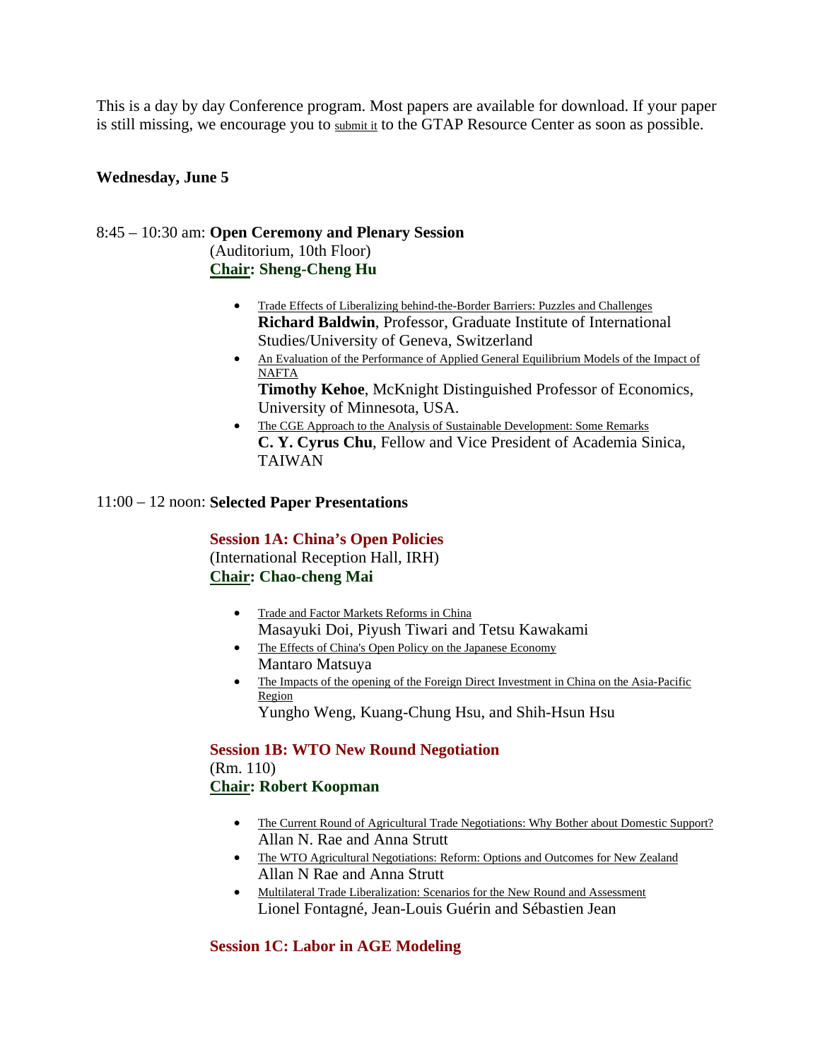This is a day by day Conference program. Most papers are available for download. If your paper is still missing, we encourage you to submit it to the GTAP Resource Center as soon as possible.

**Wednesday, June 5**

8:45 – 10:30 am: **Open Ceremony and Plenary Session**
(Auditorium, 10th Floor)
**Chair: Sheng-Cheng Hu**

- Trade Effects of Liberalizing behind-the-Border Barriers: Puzzles and Challenges
  **Richard Baldwin**, Professor, Graduate Institute of International Studies/University of Geneva, Switzerland
- An Evaluation of the Performance of Applied General Equilibrium Models of the Impact of NAFTA
  **Timothy Kehoe**, McKnight Distinguished Professor of Economics, University of Minnesota, USA.
- The CGE Approach to the Analysis of Sustainable Development: Some Remarks
  **C. Y. Cyrus Chu**, Fellow and Vice President of Academia Sinica, TAIWAN

11:00 – 12 noon: **Selected Paper Presentations**

**Session 1A: China's Open Policies**
(International Reception Hall, IRH)
**Chair: Chao-cheng Mai**

- Trade and Factor Markets Reforms in China
  Masayuki Doi, Piyush Tiwari and Tetsu Kawakami
- The Effects of China's Open Policy on the Japanese Economy
  Mantaro Matsuya
- The Impacts of the opening of the Foreign Direct Investment in China on the Asia-Pacific Region
  Yungho Weng, Kuang-Chung Hsu, and Shih-Hsun Hsu

**Session 1B: WTO New Round Negotiation**
(Rm. 110)
**Chair: Robert Koopman**

- The Current Round of Agricultural Trade Negotiations: Why Bother about Domestic Support?
  Allan N. Rae and Anna Strutt
- The WTO Agricultural Negotiations: Reform: Options and Outcomes for New Zealand
  Allan N Rae and Anna Strutt
- Multilateral Trade Liberalization: Scenarios for the New Round and Assessment
  Lionel Fontagné, Jean-Louis Guérin and Sébastien Jean

**Session 1C: Labor in AGE Modeling**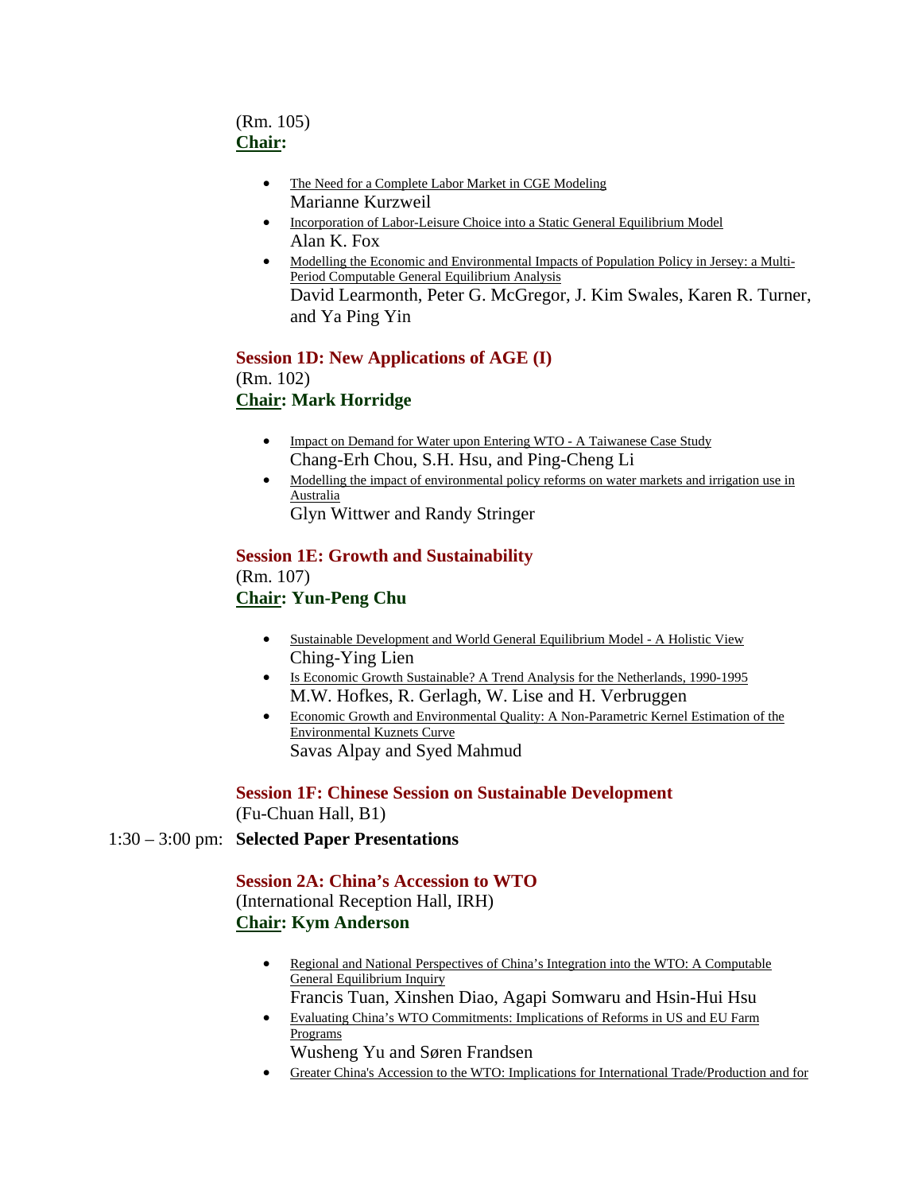(Rm. 105)
**Chair:**

- The Need for a Complete Labor Market in CGE Modeling
  Marianne Kurzweil
- Incorporation of Labor-Leisure Choice into a Static General Equilibrium Model
  Alan K. Fox
- Modelling the Economic and Environmental Impacts of Population Policy in Jersey: a Multi-Period Computable General Equilibrium Analysis
  David Learmonth, Peter G. McGregor, J. Kim Swales, Karen R. Turner, and Ya Ping Yin

### Session 1D: New Applications of AGE (I)

(Rm. 102)
**Chair: Mark Horridge**

- Impact on Demand for Water upon Entering WTO - A Taiwanese Case Study
  Chang-Erh Chou, S.H. Hsu, and Ping-Cheng Li
- Modelling the impact of environmental policy reforms on water markets and irrigation use in Australia
  Glyn Wittwer and Randy Stringer

### Session 1E: Growth and Sustainability

(Rm. 107)
**Chair: Yun-Peng Chu**

- Sustainable Development and World General Equilibrium Model - A Holistic View
  Ching-Ying Lien
- Is Economic Growth Sustainable? A Trend Analysis for the Netherlands, 1990-1995
  M.W. Hofkes, R. Gerlagh, W. Lise and H. Verbruggen
- Economic Growth and Environmental Quality: A Non-Parametric Kernel Estimation of the Environmental Kuznets Curve
  Savas Alpay and Syed Mahmud

### Session 1F: Chinese Session on Sustainable Development

(Fu-Chuan Hall, B1)

1:30 – 3:00 pm: **Selected Paper Presentations**

### Session 2A: China's Accession to WTO

(International Reception Hall, IRH)
**Chair: Kym Anderson**

- Regional and National Perspectives of China's Integration into the WTO: A Computable General Equilibrium Inquiry
  Francis Tuan, Xinshen Diao, Agapi Somwaru and Hsin-Hui Hsu
- Evaluating China's WTO Commitments: Implications of Reforms in US and EU Farm Programs
  Wusheng Yu and Søren Frandsen
- Greater China's Accession to the WTO: Implications for International Trade/Production and for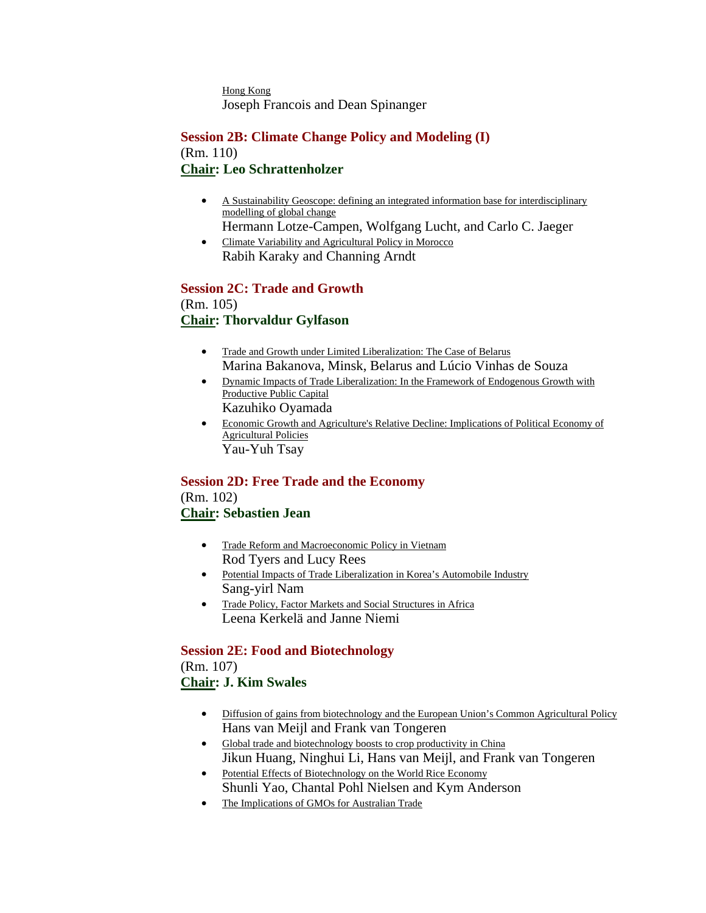Hong Kong
Joseph Francois and Dean Spinanger

### Session 2B: Climate Change Policy and Modeling (I)

(Rm. 110)

**Chair: Leo Schrattenholzer**

- A Sustainability Geoscope: defining an integrated information base for interdisciplinary modelling of global change
  Hermann Lotze-Campen, Wolfgang Lucht, and Carlo C. Jaeger
- Climate Variability and Agricultural Policy in Morocco
  Rabih Karaky and Channing Arndt

### Session 2C: Trade and Growth

(Rm. 105)

**Chair: Thorvaldur Gylfason**

- Trade and Growth under Limited Liberalization: The Case of Belarus
  Marina Bakanova, Minsk, Belarus and Lúcio Vinhas de Souza
- Dynamic Impacts of Trade Liberalization: In the Framework of Endogenous Growth with Productive Public Capital
  Kazuhiko Oyamada
- Economic Growth and Agriculture's Relative Decline: Implications of Political Economy of Agricultural Policies
  Yau-Yuh Tsay

### Session 2D: Free Trade and the Economy

(Rm. 102)

**Chair: Sebastien Jean**

- Trade Reform and Macroeconomic Policy in Vietnam
  Rod Tyers and Lucy Rees
- Potential Impacts of Trade Liberalization in Korea's Automobile Industry
  Sang-yirl Nam
- Trade Policy, Factor Markets and Social Structures in Africa
  Leena Kerkelä and Janne Niemi

### Session 2E: Food and Biotechnology

(Rm. 107)

**Chair: J. Kim Swales**

- Diffusion of gains from biotechnology and the European Union's Common Agricultural Policy
  Hans van Meijl and Frank van Tongeren
- Global trade and biotechnology boosts to crop productivity in China
  Jikun Huang, Ninghui Li, Hans van Meijl, and Frank van Tongeren
- Potential Effects of Biotechnology on the World Rice Economy
  Shunli Yao, Chantal Pohl Nielsen and Kym Anderson
- The Implications of GMOs for Australian Trade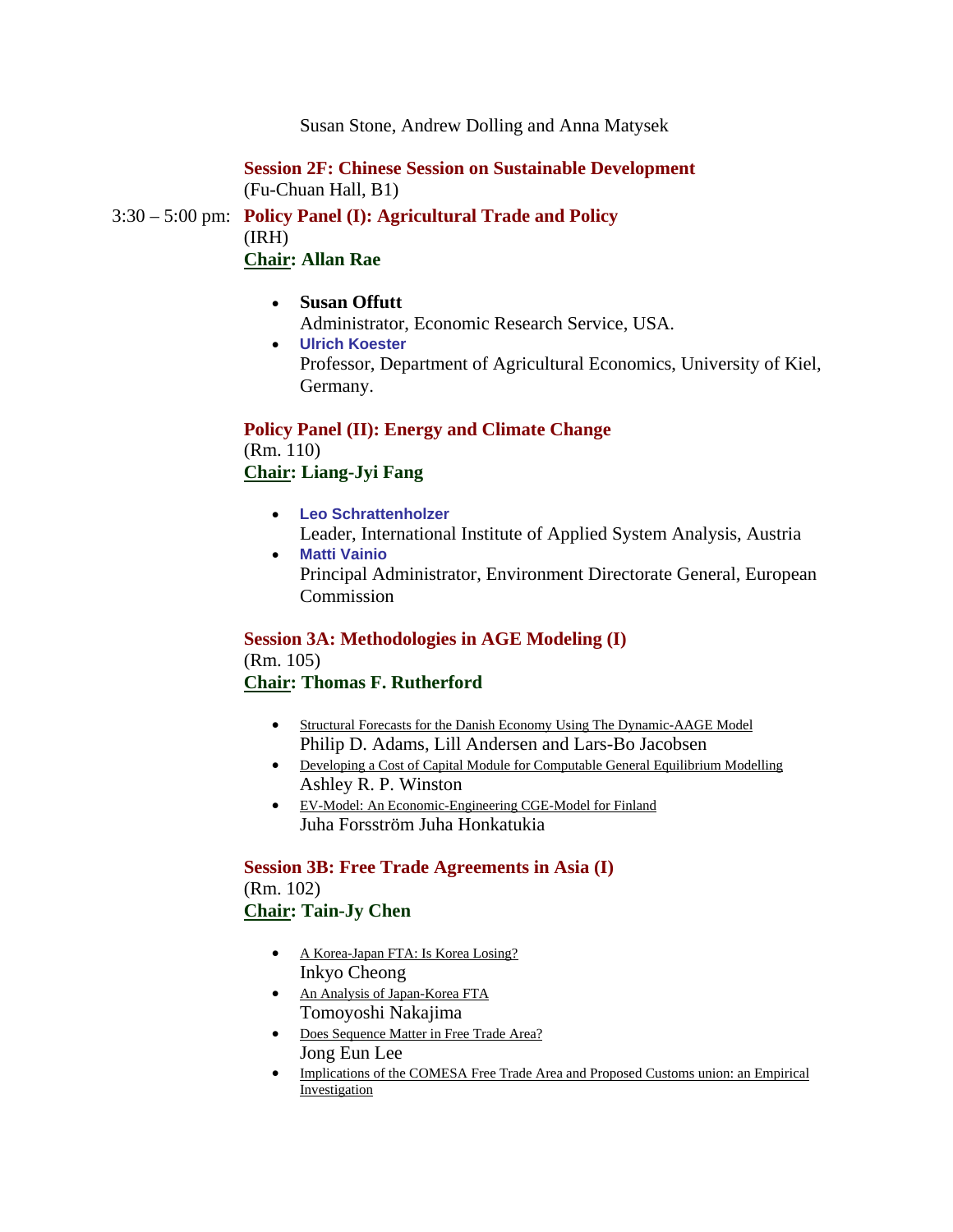Susan Stone, Andrew Dolling and Anna Matysek

**Session 2F: Chinese Session on Sustainable Development**
(Fu-Chuan Hall, B1)

3:30 – 5:00 pm: **Policy Panel (I): Agricultural Trade and Policy**
(IRH)
**Chair: Allan Rae**

- **Susan Offutt**
  Administrator, Economic Research Service, USA.
- **Ulrich Koester**
  Professor, Department of Agricultural Economics, University of Kiel, Germany.

**Policy Panel (II): Energy and Climate Change**
(Rm. 110)
**Chair: Liang-Jyi Fang**

- **Leo Schrattenholzer**
  Leader, International Institute of Applied System Analysis, Austria
- **Matti Vainio**
  Principal Administrator, Environment Directorate General, European Commission

**Session 3A: Methodologies in AGE Modeling (I)**
(Rm. 105)
**Chair: Thomas F. Rutherford**

- Structural Forecasts for the Danish Economy Using The Dynamic-AAGE Model
  Philip D. Adams, Lill Andersen and Lars-Bo Jacobsen
- Developing a Cost of Capital Module for Computable General Equilibrium Modelling
  Ashley R. P. Winston
- EV-Model: An Economic-Engineering CGE-Model for Finland
  Juha Forsström Juha Honkatukia

**Session 3B: Free Trade Agreements in Asia (I)**
(Rm. 102)
**Chair: Tain-Jy Chen**

- A Korea-Japan FTA: Is Korea Losing?
  Inkyo Cheong
- An Analysis of Japan-Korea FTA
  Tomoyoshi Nakajima
- Does Sequence Matter in Free Trade Area?
  Jong Eun Lee
- Implications of the COMESA Free Trade Area and Proposed Customs union: an Empirical Investigation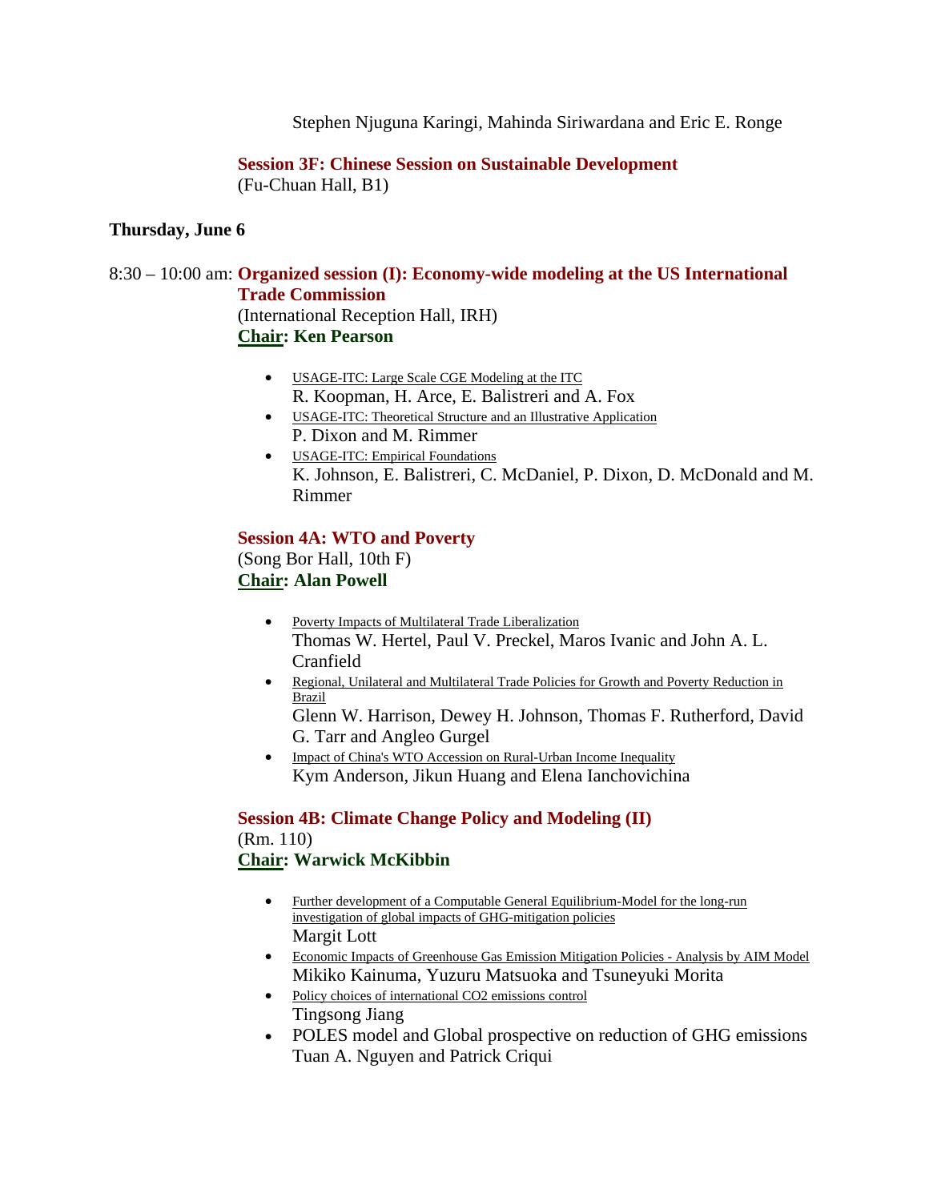Stephen Njuguna Karingi, Mahinda Siriwardana and Eric E. Ronge

**Session 3F: Chinese Session on Sustainable Development**
(Fu-Chuan Hall, B1)

**Thursday, June 6**

8:30 – 10:00 am: **Organized session (I): Economy-wide modeling at the US International Trade Commission**
(International Reception Hall, IRH)
**Chair: Ken Pearson**

- USAGE-ITC: Large Scale CGE Modeling at the ITC
  R. Koopman, H. Arce, E. Balistreri and A. Fox
- USAGE-ITC: Theoretical Structure and an Illustrative Application
  P. Dixon and M. Rimmer
- USAGE-ITC: Empirical Foundations
  K. Johnson, E. Balistreri, C. McDaniel, P. Dixon, D. McDonald and M. Rimmer

**Session 4A: WTO and Poverty**
(Song Bor Hall, 10th F)
**Chair: Alan Powell**

- Poverty Impacts of Multilateral Trade Liberalization
  Thomas W. Hertel, Paul V. Preckel, Maros Ivanic and John A. L. Cranfield
- Regional, Unilateral and Multilateral Trade Policies for Growth and Poverty Reduction in Brazil
  Glenn W. Harrison, Dewey H. Johnson, Thomas F. Rutherford, David G. Tarr and Angleo Gurgel
- Impact of China's WTO Accession on Rural-Urban Income Inequality
  Kym Anderson, Jikun Huang and Elena Ianchovichina

**Session 4B: Climate Change Policy and Modeling (II)**
(Rm. 110)
**Chair: Warwick McKibbin**

- Further development of a Computable General Equilibrium-Model for the long-run investigation of global impacts of GHG-mitigation policies
  Margit Lott
- Economic Impacts of Greenhouse Gas Emission Mitigation Policies - Analysis by AIM Model
  Mikiko Kainuma, Yuzuru Matsuoka and Tsuneyuki Morita
- Policy choices of international CO2 emissions control
  Tingsong Jiang
- POLES model and Global prospective on reduction of GHG emissions
  Tuan A. Nguyen and Patrick Criqui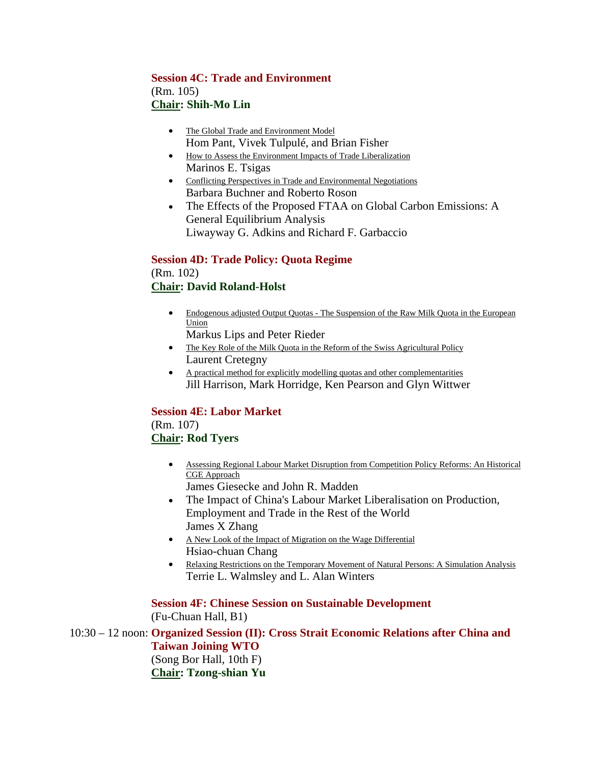**Session 4C: Trade and Environment**
(Rm. 105)
**Chair: Shih-Mo Lin**

- The Global Trade and Environment Model
  Hom Pant, Vivek Tulpulé, and Brian Fisher
- How to Assess the Environment Impacts of Trade Liberalization
  Marinos E. Tsigas
- Conflicting Perspectives in Trade and Environmental Negotiations
  Barbara Buchner and Roberto Roson
- The Effects of the Proposed FTAA on Global Carbon Emissions: A General Equilibrium Analysis
  Liwayway G. Adkins and Richard F. Garbaccio

**Session 4D: Trade Policy: Quota Regime**
(Rm. 102)
**Chair: David Roland-Holst**

- Endogenous adjusted Output Quotas - The Suspension of the Raw Milk Quota in the European Union
  Markus Lips and Peter Rieder
- The Key Role of the Milk Quota in the Reform of the Swiss Agricultural Policy
  Laurent Cretegny
- A practical method for explicitly modelling quotas and other complementarities
  Jill Harrison, Mark Horridge, Ken Pearson and Glyn Wittwer

**Session 4E: Labor Market**
(Rm. 107)
**Chair: Rod Tyers**

- Assessing Regional Labour Market Disruption from Competition Policy Reforms: An Historical CGE Approach
  James Giesecke and John R. Madden
- The Impact of China's Labour Market Liberalisation on Production, Employment and Trade in the Rest of the World
  James X Zhang
- A New Look of the Impact of Migration on the Wage Differential
  Hsiao-chuan Chang
- Relaxing Restrictions on the Temporary Movement of Natural Persons: A Simulation Analysis
  Terrie L. Walmsley and L. Alan Winters

**Session 4F: Chinese Session on Sustainable Development**
(Fu-Chuan Hall, B1)

10:30 – 12 noon: **Organized Session (II): Cross Strait Economic Relations after China and Taiwan Joining WTO**
(Song Bor Hall, 10th F)
**Chair: Tzong-shian Yu**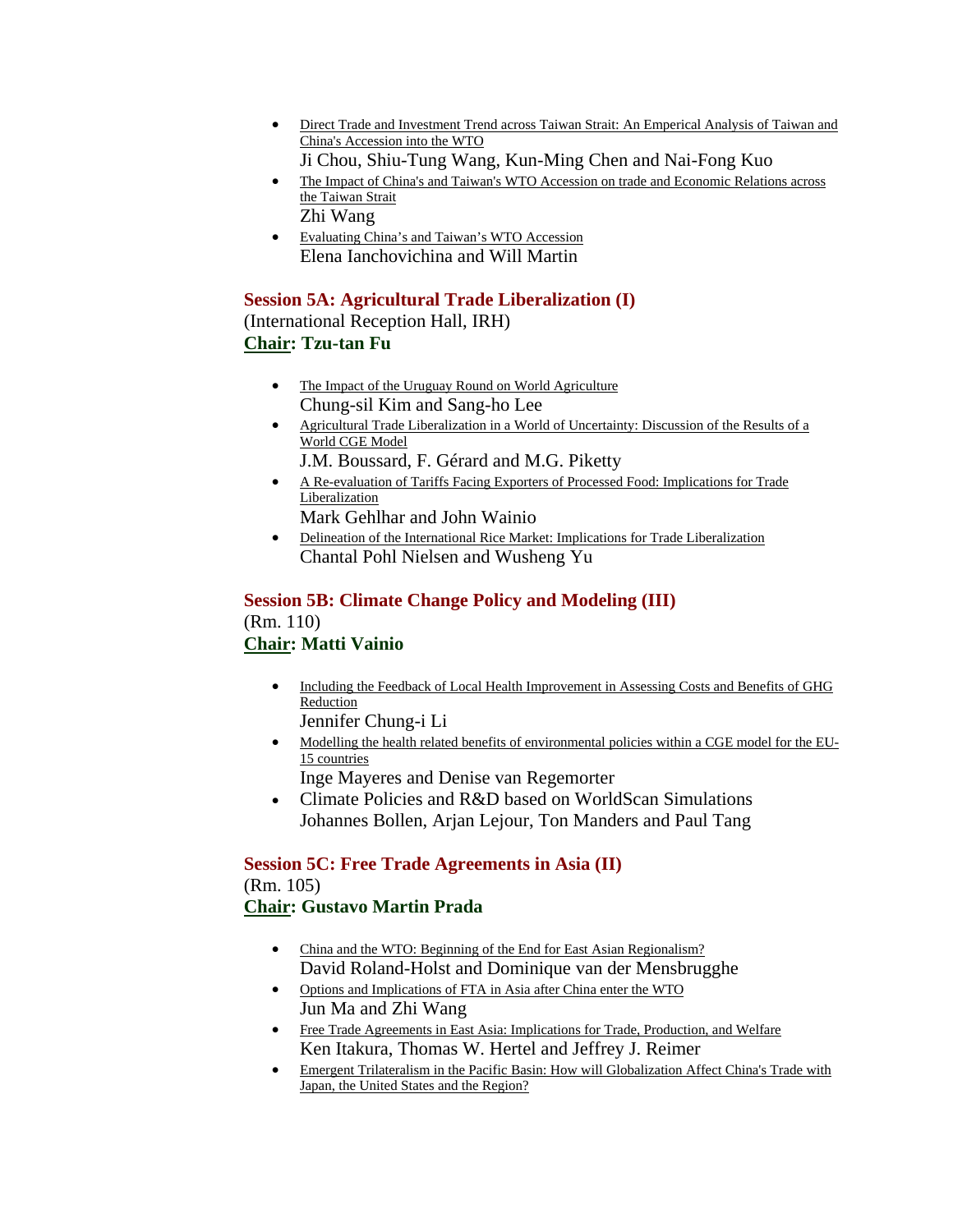- Direct Trade and Investment Trend across Taiwan Strait: An Emperical Analysis of Taiwan and China's Accession into the WTO
  Ji Chou, Shiu-Tung Wang, Kun-Ming Chen and Nai-Fong Kuo
- The Impact of China's and Taiwan's WTO Accession on trade and Economic Relations across the Taiwan Strait
  Zhi Wang
- Evaluating China's and Taiwan's WTO Accession
  Elena Ianchovichina and Will Martin

## Session 5A: Agricultural Trade Liberalization (I)

(International Reception Hall, IRH)

**Chair: Tzu-tan Fu**

- The Impact of the Uruguay Round on World Agriculture
  Chung-sil Kim and Sang-ho Lee
- Agricultural Trade Liberalization in a World of Uncertainty: Discussion of the Results of a World CGE Model
  J.M. Boussard, F. Gérard and M.G. Piketty
- A Re-evaluation of Tariffs Facing Exporters of Processed Food: Implications for Trade Liberalization
  Mark Gehlhar and John Wainio
- Delineation of the International Rice Market: Implications for Trade Liberalization
  Chantal Pohl Nielsen and Wusheng Yu

## Session 5B: Climate Change Policy and Modeling (III)

(Rm. 110)

**Chair: Matti Vainio**

- Including the Feedback of Local Health Improvement in Assessing Costs and Benefits of GHG Reduction
  Jennifer Chung-i Li
- Modelling the health related benefits of environmental policies within a CGE model for the EU-15 countries
  Inge Mayeres and Denise van Regemorter
- Climate Policies and R&D based on WorldScan Simulations
  Johannes Bollen, Arjan Lejour, Ton Manders and Paul Tang

## Session 5C: Free Trade Agreements in Asia (II)

(Rm. 105)

**Chair: Gustavo Martin Prada**

- China and the WTO: Beginning of the End for East Asian Regionalism?
  David Roland-Holst and Dominique van der Mensbrugghe
- Options and Implications of FTA in Asia after China enter the WTO
  Jun Ma and Zhi Wang
- Free Trade Agreements in East Asia: Implications for Trade, Production, and Welfare
  Ken Itakura, Thomas W. Hertel and Jeffrey J. Reimer
- Emergent Trilateralism in the Pacific Basin: How will Globalization Affect China's Trade with Japan, the United States and the Region?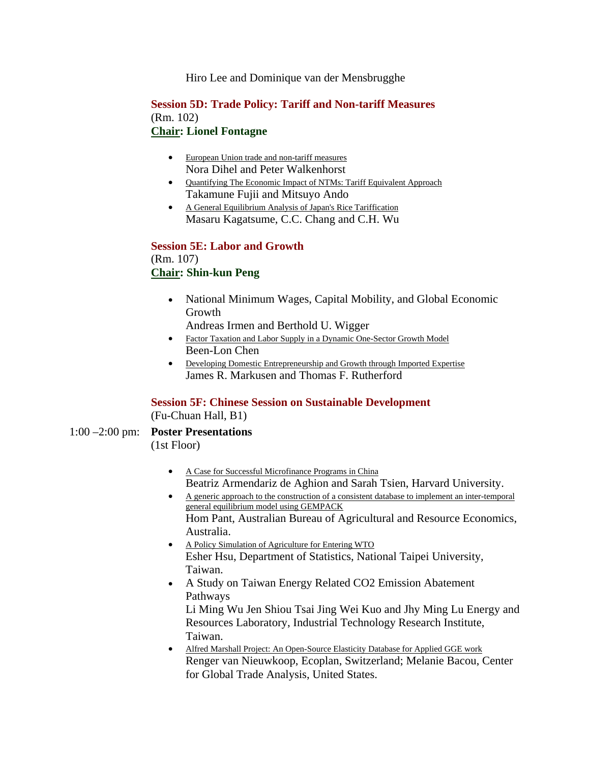Hiro Lee and Dominique van der Mensbrugghe

**Session 5D: Trade Policy: Tariff and Non-tariff Measures**
(Rm. 102)
**Chair: Lionel Fontagne**

- European Union trade and non-tariff measures
  Nora Dihel and Peter Walkenhorst
- Quantifying The Economic Impact of NTMs: Tariff Equivalent Approach
  Takamune Fujii and Mitsuyo Ando
- A General Equilibrium Analysis of Japan's Rice Tariffication
  Masaru Kagatsume, C.C. Chang and C.H. Wu

**Session 5E: Labor and Growth**
(Rm. 107)
**Chair: Shin-kun Peng**

- National Minimum Wages, Capital Mobility, and Global Economic Growth
  Andreas Irmen and Berthold U. Wigger
- Factor Taxation and Labor Supply in a Dynamic One-Sector Growth Model
  Been-Lon Chen
- Developing Domestic Entrepreneurship and Growth through Imported Expertise
  James R. Markusen and Thomas F. Rutherford

**Session 5F: Chinese Session on Sustainable Development**
(Fu-Chuan Hall, B1)

1:00 –2:00 pm: **Poster Presentations**
(1st Floor)

- A Case for Successful Microfinance Programs in China
  Beatriz Armendariz de Aghion and Sarah Tsien, Harvard University.
- A generic approach to the construction of a consistent database to implement an inter-temporal general equilibrium model using GEMPACK
  Hom Pant, Australian Bureau of Agricultural and Resource Economics, Australia.
- A Policy Simulation of Agriculture for Entering WTO
  Esher Hsu, Department of Statistics, National Taipei University, Taiwan.
- A Study on Taiwan Energy Related CO2 Emission Abatement Pathways
  Li Ming Wu Jen Shiou Tsai Jing Wei Kuo and Jhy Ming Lu Energy and Resources Laboratory, Industrial Technology Research Institute, Taiwan.
- Alfred Marshall Project: An Open-Source Elasticity Database for Applied GGE work
  Renger van Nieuwkoop, Ecoplan, Switzerland; Melanie Bacou, Center for Global Trade Analysis, United States.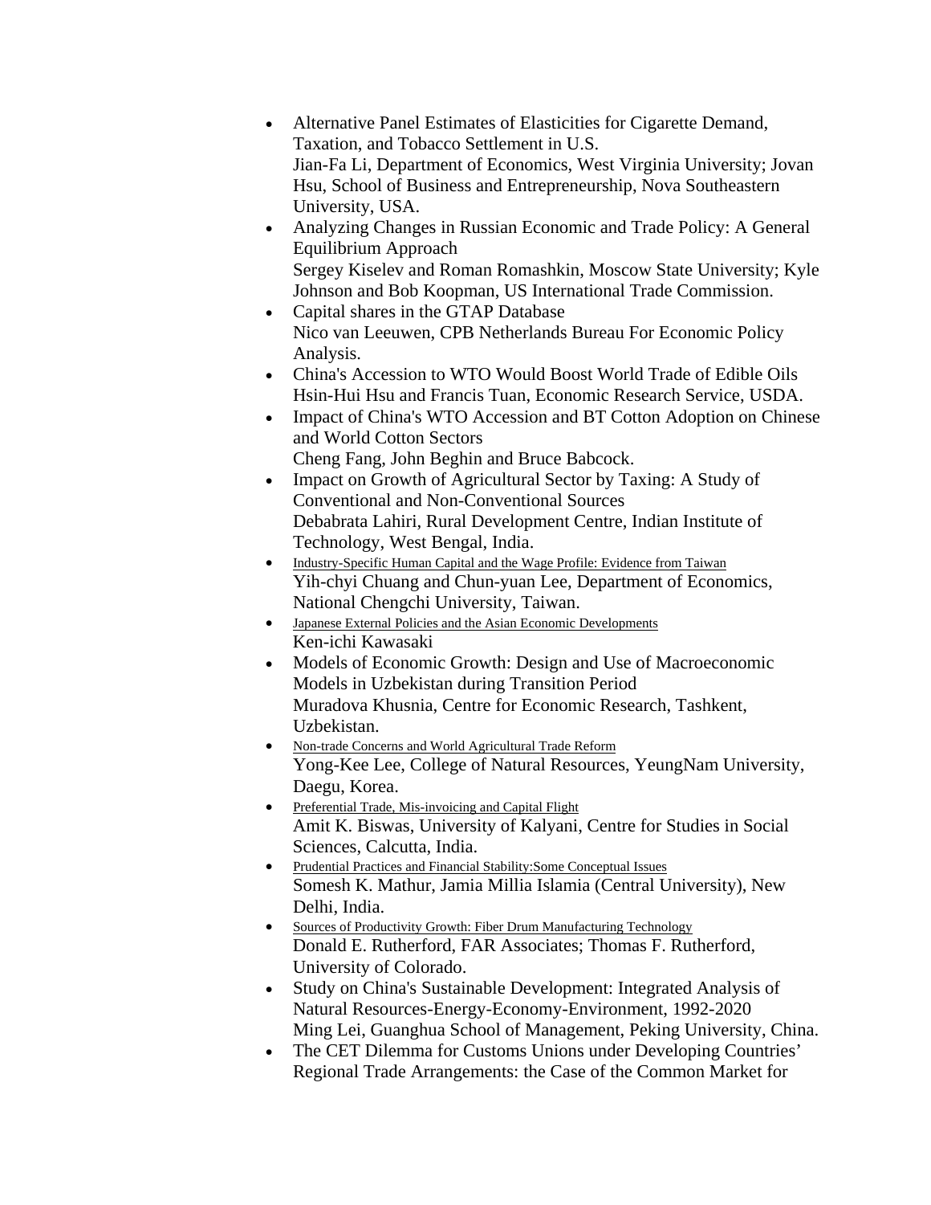- Alternative Panel Estimates of Elasticities for Cigarette Demand, Taxation, and Tobacco Settlement in U.S.
  Jian-Fa Li, Department of Economics, West Virginia University; Jovan Hsu, School of Business and Entrepreneurship, Nova Southeastern University, USA.
- Analyzing Changes in Russian Economic and Trade Policy: A General Equilibrium Approach
  Sergey Kiselev and Roman Romashkin, Moscow State University; Kyle Johnson and Bob Koopman, US International Trade Commission.
- Capital shares in the GTAP Database
  Nico van Leeuwen, CPB Netherlands Bureau For Economic Policy Analysis.
- China's Accession to WTO Would Boost World Trade of Edible Oils
  Hsin-Hui Hsu and Francis Tuan, Economic Research Service, USDA.
- Impact of China's WTO Accession and BT Cotton Adoption on Chinese and World Cotton Sectors
  Cheng Fang, John Beghin and Bruce Babcock.
- Impact on Growth of Agricultural Sector by Taxing: A Study of Conventional and Non-Conventional Sources
  Debabrata Lahiri, Rural Development Centre, Indian Institute of Technology, West Bengal, India.
- Industry-Specific Human Capital and the Wage Profile: Evidence from Taiwan
  Yih-chyi Chuang and Chun-yuan Lee, Department of Economics, National Chengchi University, Taiwan.
- Japanese External Policies and the Asian Economic Developments
  Ken-ichi Kawasaki
- Models of Economic Growth: Design and Use of Macroeconomic Models in Uzbekistan during Transition Period
  Muradova Khusnia, Centre for Economic Research, Tashkent, Uzbekistan.
- Non-trade Concerns and World Agricultural Trade Reform
  Yong-Kee Lee, College of Natural Resources, YeungNam University, Daegu, Korea.
- Preferential Trade, Mis-invoicing and Capital Flight
  Amit K. Biswas, University of Kalyani, Centre for Studies in Social Sciences, Calcutta, India.
- Prudential Practices and Financial Stability:Some Conceptual Issues
  Somesh K. Mathur, Jamia Millia Islamia (Central University), New Delhi, India.
- Sources of Productivity Growth: Fiber Drum Manufacturing Technology
  Donald E. Rutherford, FAR Associates; Thomas F. Rutherford, University of Colorado.
- Study on China's Sustainable Development: Integrated Analysis of Natural Resources-Energy-Economy-Environment, 1992-2020
  Ming Lei, Guanghua School of Management, Peking University, China.
- The CET Dilemma for Customs Unions under Developing Countries' Regional Trade Arrangements: the Case of the Common Market for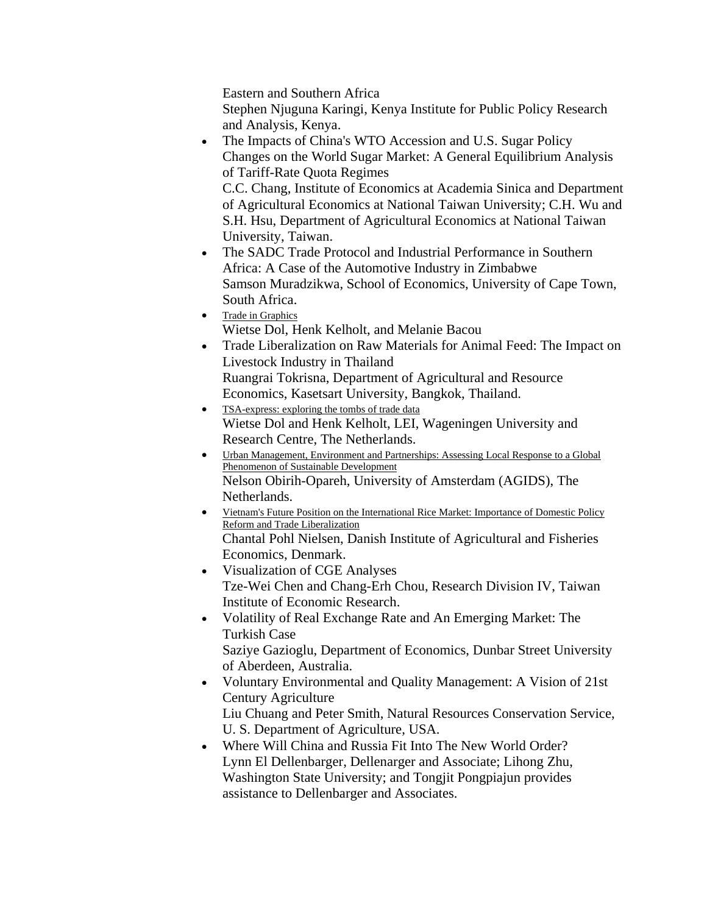Eastern and Southern Africa
Stephen Njuguna Karingi, Kenya Institute for Public Policy Research and Analysis, Kenya.

- The Impacts of China's WTO Accession and U.S. Sugar Policy Changes on the World Sugar Market: A General Equilibrium Analysis of Tariff-Rate Quota Regimes
C.C. Chang, Institute of Economics at Academia Sinica and Department of Agricultural Economics at National Taiwan University; C.H. Wu and S.H. Hsu, Department of Agricultural Economics at National Taiwan University, Taiwan.
- The SADC Trade Protocol and Industrial Performance in Southern Africa: A Case of the Automotive Industry in Zimbabwe
Samson Muradzikwa, School of Economics, University of Cape Town, South Africa.
- Trade in Graphics
Wietse Dol, Henk Kelholt, and Melanie Bacou
- Trade Liberalization on Raw Materials for Animal Feed: The Impact on Livestock Industry in Thailand
Ruangrai Tokrisna, Department of Agricultural and Resource Economics, Kasetsart University, Bangkok, Thailand.
- TSA-express: exploring the tombs of trade data
Wietse Dol and Henk Kelholt, LEI, Wageningen University and Research Centre, The Netherlands.
- Urban Management, Environment and Partnerships: Assessing Local Response to a Global Phenomenon of Sustainable Development
Nelson Obirih-Opareh, University of Amsterdam (AGIDS), The Netherlands.
- Vietnam's Future Position on the International Rice Market: Importance of Domestic Policy Reform and Trade Liberalization
Chantal Pohl Nielsen, Danish Institute of Agricultural and Fisheries Economics, Denmark.
- Visualization of CGE Analyses
Tze-Wei Chen and Chang-Erh Chou, Research Division IV, Taiwan Institute of Economic Research.
- Volatility of Real Exchange Rate and An Emerging Market: The Turkish Case
Saziye Gazioglu, Department of Economics, Dunbar Street University of Aberdeen, Australia.
- Voluntary Environmental and Quality Management: A Vision of 21st Century Agriculture
Liu Chuang and Peter Smith, Natural Resources Conservation Service, U. S. Department of Agriculture, USA.
- Where Will China and Russia Fit Into The New World Order?
Lynn El Dellenbarger, Dellenarger and Associate; Lihong Zhu, Washington State University; and Tongjit Pongpiajun provides assistance to Dellenbarger and Associates.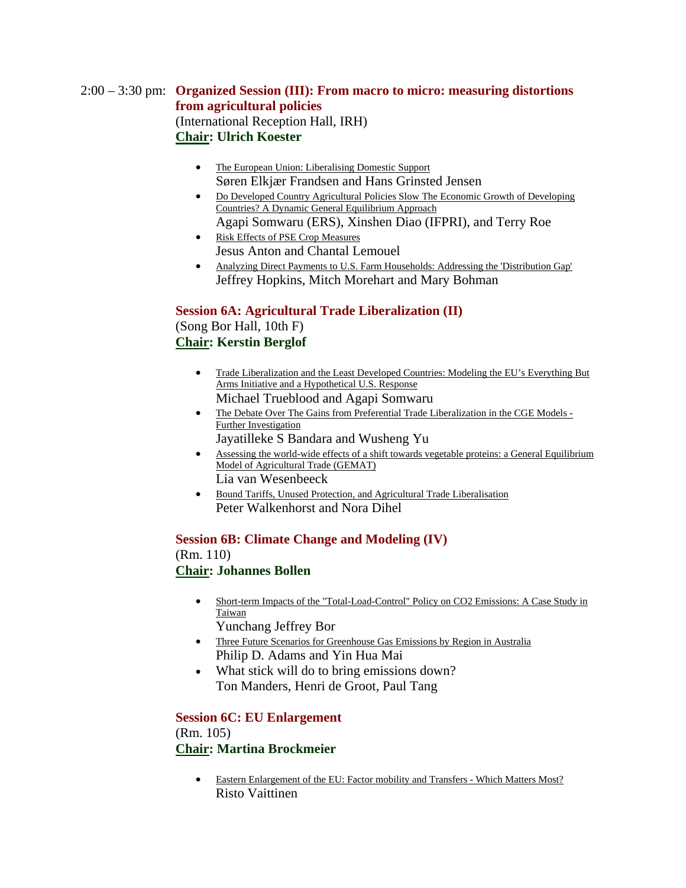2:00 – 3:30 pm: **Organized Session (III): From macro to micro: measuring distortions from agricultural policies**
(International Reception Hall, IRH)
**Chair: Ulrich Koester**

- The European Union: Liberalising Domestic Support
  Søren Elkjær Frandsen and Hans Grinsted Jensen
- Do Developed Country Agricultural Policies Slow The Economic Growth of Developing Countries? A Dynamic General Equilibrium Approach
  Agapi Somwaru (ERS), Xinshen Diao (IFPRI), and Terry Roe
- Risk Effects of PSE Crop Measures
  Jesus Anton and Chantal Lemouel
- Analyzing Direct Payments to U.S. Farm Households: Addressing the 'Distribution Gap'
  Jeffrey Hopkins, Mitch Morehart and Mary Bohman

**Session 6A: Agricultural Trade Liberalization (II)**
(Song Bor Hall, 10th F)
**Chair: Kerstin Berglof**

- Trade Liberalization and the Least Developed Countries: Modeling the EU's Everything But Arms Initiative and a Hypothetical U.S. Response
  Michael Trueblood and Agapi Somwaru
- The Debate Over The Gains from Preferential Trade Liberalization in the CGE Models - Further Investigation
  Jayatilleke S Bandara and Wusheng Yu
- Assessing the world-wide effects of a shift towards vegetable proteins: a General Equilibrium Model of Agricultural Trade (GEMAT)
  Lia van Wesenbeeck
- Bound Tariffs, Unused Protection, and Agricultural Trade Liberalisation
  Peter Walkenhorst and Nora Dihel

**Session 6B: Climate Change and Modeling (IV)**
(Rm. 110)
**Chair: Johannes Bollen**

- Short-term Impacts of the "Total-Load-Control" Policy on CO2 Emissions: A Case Study in Taiwan
  Yunchang Jeffrey Bor
- Three Future Scenarios for Greenhouse Gas Emissions by Region in Australia
  Philip D. Adams and Yin Hua Mai
- What stick will do to bring emissions down?
  Ton Manders, Henri de Groot, Paul Tang

**Session 6C: EU Enlargement**
(Rm. 105)
**Chair: Martina Brockmeier**

- Eastern Enlargement of the EU: Factor mobility and Transfers - Which Matters Most?
  Risto Vaittinen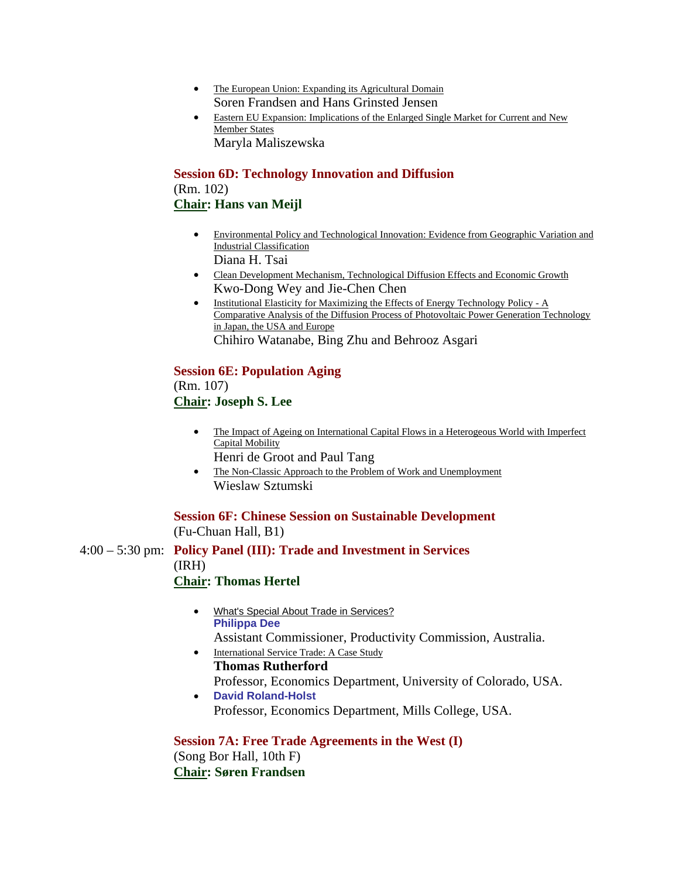- The European Union: Expanding its Agricultural Domain
  Soren Frandsen and Hans Grinsted Jensen
- Eastern EU Expansion: Implications of the Enlarged Single Market for Current and New Member States
  Maryla Maliszewska

### Session 6D: Technology Innovation and Diffusion

(Rm. 102)

**Chair: Hans van Meijl**

- Environmental Policy and Technological Innovation: Evidence from Geographic Variation and Industrial Classification
  Diana H. Tsai
- Clean Development Mechanism, Technological Diffusion Effects and Economic Growth
  Kwo-Dong Wey and Jie-Chen Chen
- Institutional Elasticity for Maximizing the Effects of Energy Technology Policy - A Comparative Analysis of the Diffusion Process of Photovoltaic Power Generation Technology in Japan, the USA and Europe
  Chihiro Watanabe, Bing Zhu and Behrooz Asgari

### Session 6E: Population Aging

(Rm. 107)

**Chair: Joseph S. Lee**

- The Impact of Ageing on International Capital Flows in a Heterogeous World with Imperfect Capital Mobility
  Henri de Groot and Paul Tang
- The Non-Classic Approach to the Problem of Work and Unemployment
  Wieslaw Sztumski

### Session 6F: Chinese Session on Sustainable Development

(Fu-Chuan Hall, B1)

4:00 – 5:30 pm: 

### Policy Panel (III): Trade and Investment in Services

(IRH)

**Chair: Thomas Hertel**

- What's Special About Trade in Services?
  **Philippa Dee**
  Assistant Commissioner, Productivity Commission, Australia.
- International Service Trade: A Case Study
  **Thomas Rutherford**
  Professor, Economics Department, University of Colorado, USA.
- **David Roland-Holst**
  Professor, Economics Department, Mills College, USA.

### Session 7A: Free Trade Agreements in the West (I)

(Song Bor Hall, 10th F)

**Chair: Søren Frandsen**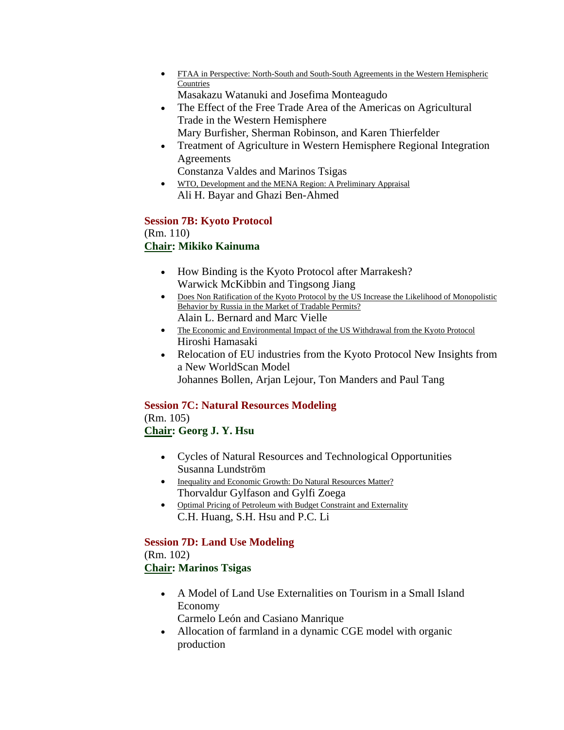- FTAA in Perspective: North-South and South-South Agreements in the Western Hemispheric Countries
  Masakazu Watanuki and Josefima Monteagudo
- The Effect of the Free Trade Area of the Americas on Agricultural Trade in the Western Hemisphere
  Mary Burfisher, Sherman Robinson, and Karen Thierfelder
- Treatment of Agriculture in Western Hemisphere Regional Integration Agreements
  Constanza Valdes and Marinos Tsigas
- WTO, Development and the MENA Region: A Preliminary Appraisal
  Ali H. Bayar and Ghazi Ben-Ahmed

**Session 7B: Kyoto Protocol**
(Rm. 110)
**Chair: Mikiko Kainuma**

- How Binding is the Kyoto Protocol after Marrakesh?
  Warwick McKibbin and Tingsong Jiang
- Does Non Ratification of the Kyoto Protocol by the US Increase the Likelihood of Monopolistic Behavior by Russia in the Market of Tradable Permits?
  Alain L. Bernard and Marc Vielle
- The Economic and Environmental Impact of the US Withdrawal from the Kyoto Protocol
  Hiroshi Hamasaki
- Relocation of EU industries from the Kyoto Protocol New Insights from a New WorldScan Model
  Johannes Bollen, Arjan Lejour, Ton Manders and Paul Tang

**Session 7C: Natural Resources Modeling**
(Rm. 105)
**Chair: Georg J. Y. Hsu**

- Cycles of Natural Resources and Technological Opportunities
  Susanna Lundström
- Inequality and Economic Growth: Do Natural Resources Matter?
  Thorvaldur Gylfason and Gylfi Zoega
- Optimal Pricing of Petroleum with Budget Constraint and Externality
  C.H. Huang, S.H. Hsu and P.C. Li

**Session 7D: Land Use Modeling**
(Rm. 102)
**Chair: Marinos Tsigas**

- A Model of Land Use Externalities on Tourism in a Small Island Economy
  Carmelo León and Casiano Manrique
- Allocation of farmland in a dynamic CGE model with organic production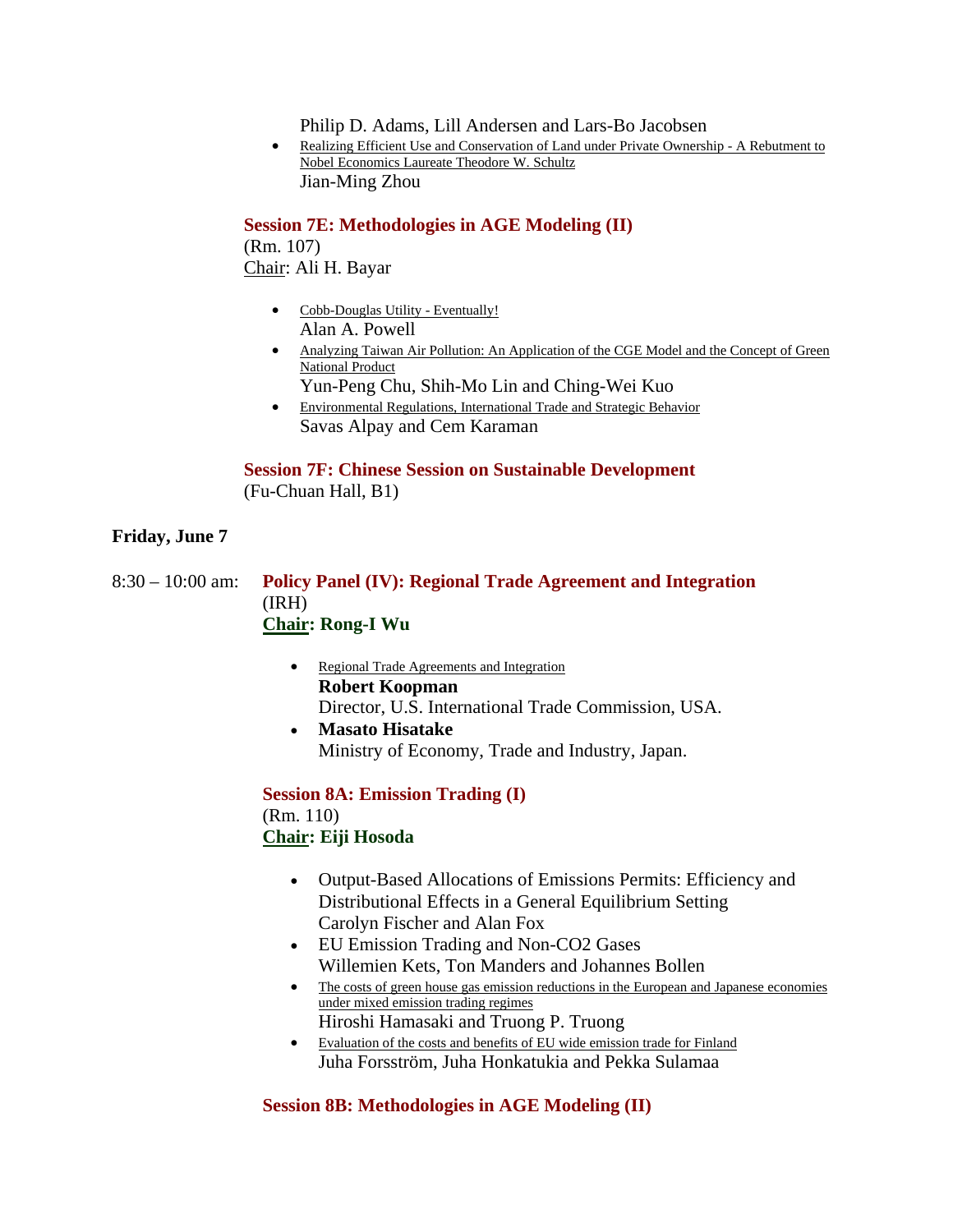Philip D. Adams, Lill Andersen and Lars-Bo Jacobsen

- Realizing Efficient Use and Conservation of Land under Private Ownership - A Rebutment to Nobel Economics Laureate Theodore W. Schultz
  Jian-Ming Zhou

### Session 7E: Methodologies in AGE Modeling (II)

(Rm. 107)
Chair: Ali H. Bayar

- Cobb-Douglas Utility - Eventually!
  Alan A. Powell
- Analyzing Taiwan Air Pollution: An Application of the CGE Model and the Concept of Green National Product
  Yun-Peng Chu, Shih-Mo Lin and Ching-Wei Kuo
- Environmental Regulations, International Trade and Strategic Behavior
  Savas Alpay and Cem Karaman

### Session 7F: Chinese Session on Sustainable Development

(Fu-Chuan Hall, B1)

## Friday, June 7

8:30 – 10:00 am: **Policy Panel (IV): Regional Trade Agreement and Integration**
(IRH)
**Chair: Rong-I Wu**

- Regional Trade Agreements and Integration
  **Robert Koopman**
  Director, U.S. International Trade Commission, USA.
- **Masato Hisatake**
  Ministry of Economy, Trade and Industry, Japan.

### Session 8A: Emission Trading (I)

(Rm. 110)
**Chair: Eiji Hosoda**

- Output-Based Allocations of Emissions Permits: Efficiency and Distributional Effects in a General Equilibrium Setting
  Carolyn Fischer and Alan Fox
- EU Emission Trading and Non-CO2 Gases
  Willemien Kets, Ton Manders and Johannes Bollen
- The costs of green house gas emission reductions in the European and Japanese economies under mixed emission trading regimes
  Hiroshi Hamasaki and Truong P. Truong
- Evaluation of the costs and benefits of EU wide emission trade for Finland
  Juha Forsström, Juha Honkatukia and Pekka Sulamaa

### Session 8B: Methodologies in AGE Modeling (II)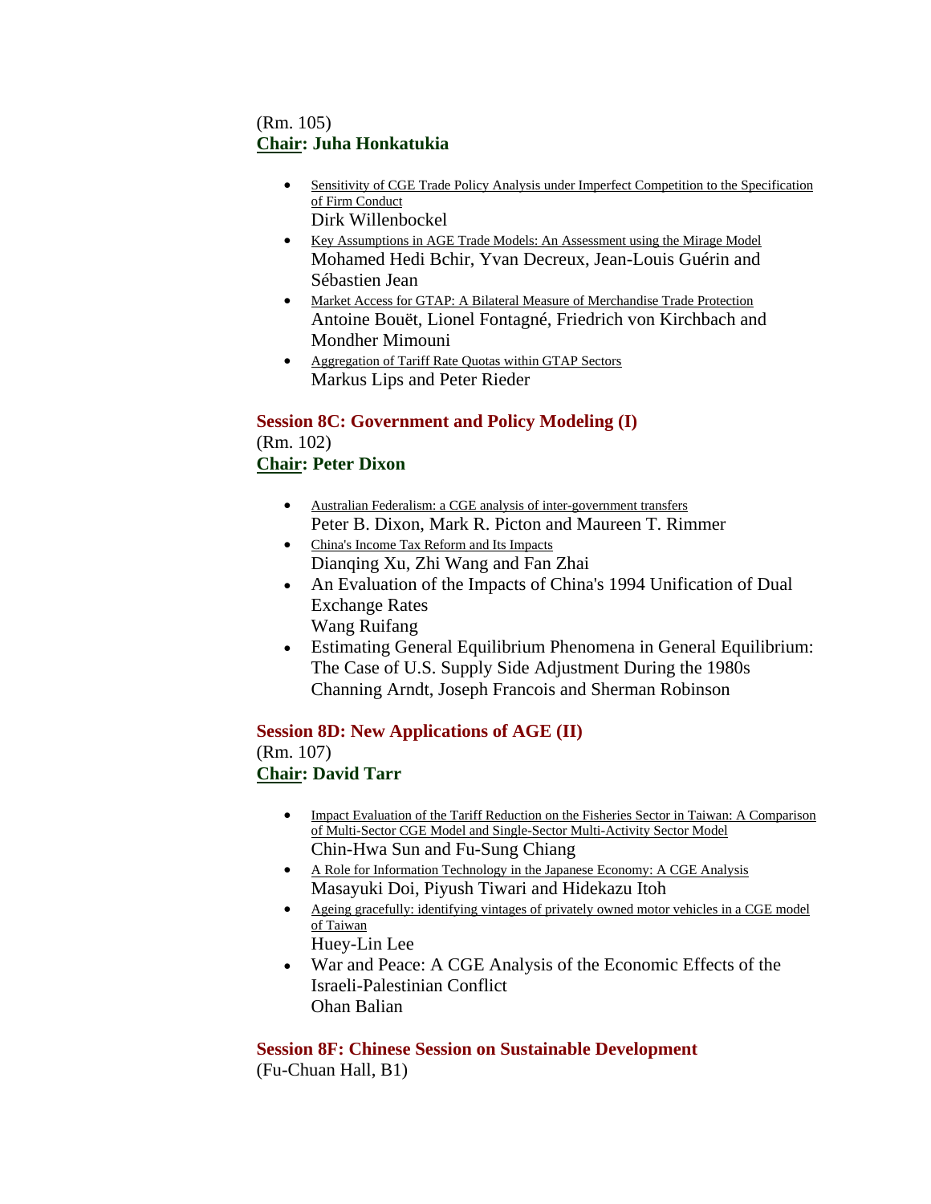(Rm. 105)
**Chair: Juha Honkatukia**

- Sensitivity of CGE Trade Policy Analysis under Imperfect Competition to the Specification of Firm Conduct
  Dirk Willenbockel
- Key Assumptions in AGE Trade Models: An Assessment using the Mirage Model
  Mohamed Hedi Bchir, Yvan Decreux, Jean-Louis Guérin and Sébastien Jean
- Market Access for GTAP: A Bilateral Measure of Merchandise Trade Protection
  Antoine Bouët, Lionel Fontagné, Friedrich von Kirchbach and Mondher Mimouni
- Aggregation of Tariff Rate Quotas within GTAP Sectors
  Markus Lips and Peter Rieder

## Session 8C: Government and Policy Modeling (I)

(Rm. 102)
**Chair: Peter Dixon**

- Australian Federalism: a CGE analysis of inter-government transfers
  Peter B. Dixon, Mark R. Picton and Maureen T. Rimmer
- China's Income Tax Reform and Its Impacts
  Dianqing Xu, Zhi Wang and Fan Zhai
- An Evaluation of the Impacts of China's 1994 Unification of Dual Exchange Rates
  Wang Ruifang
- Estimating General Equilibrium Phenomena in General Equilibrium: The Case of U.S. Supply Side Adjustment During the 1980s
  Channing Arndt, Joseph Francois and Sherman Robinson

## Session 8D: New Applications of AGE (II)

(Rm. 107)
**Chair: David Tarr**

- Impact Evaluation of the Tariff Reduction on the Fisheries Sector in Taiwan: A Comparison of Multi-Sector CGE Model and Single-Sector Multi-Activity Sector Model
  Chin-Hwa Sun and Fu-Sung Chiang
- A Role for Information Technology in the Japanese Economy: A CGE Analysis
  Masayuki Doi, Piyush Tiwari and Hidekazu Itoh
- Ageing gracefully: identifying vintages of privately owned motor vehicles in a CGE model of Taiwan
  Huey-Lin Lee
- War and Peace: A CGE Analysis of the Economic Effects of the Israeli-Palestinian Conflict
  Ohan Balian

## Session 8F: Chinese Session on Sustainable Development

(Fu-Chuan Hall, B1)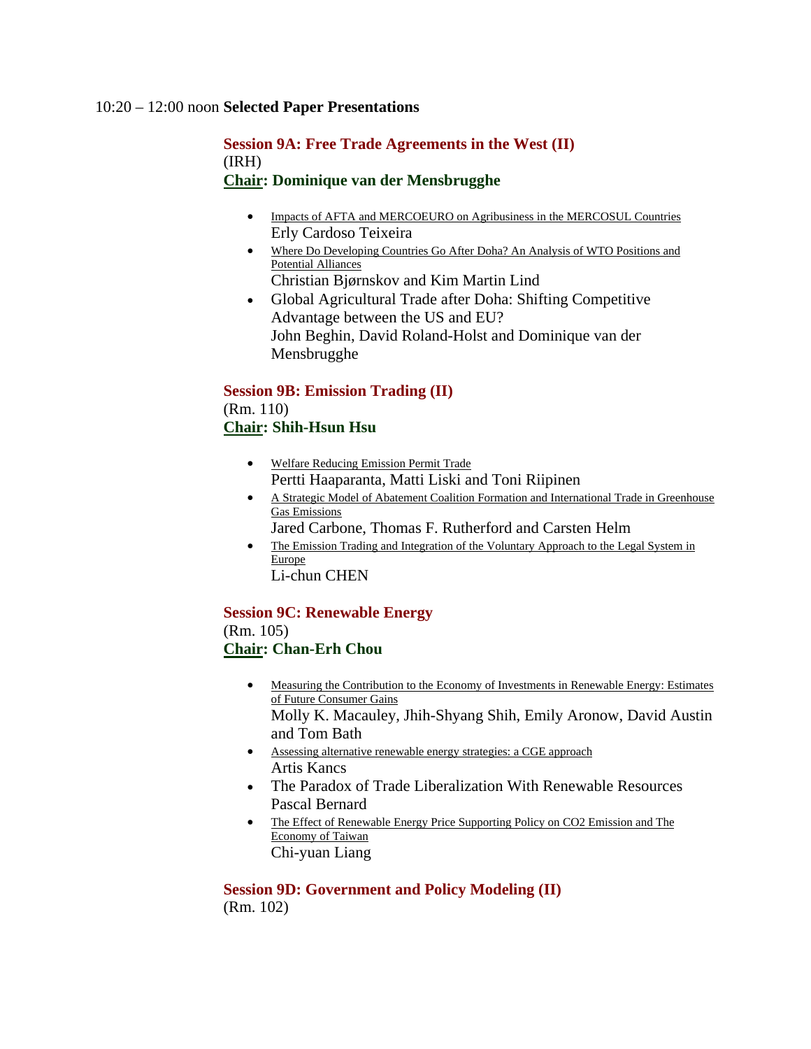10:20 – 12:00 noon **Selected Paper Presentations**

### Session 9A: Free Trade Agreements in the West (II)

(IRH)

**Chair: Dominique van der Mensbrugghe**

- Impacts of AFTA and MERCOEURO on Agribusiness in the MERCOSUL Countries
  Erly Cardoso Teixeira
- Where Do Developing Countries Go After Doha? An Analysis of WTO Positions and Potential Alliances
  Christian Bjørnskov and Kim Martin Lind
- Global Agricultural Trade after Doha: Shifting Competitive Advantage between the US and EU?
  John Beghin, David Roland-Holst and Dominique van der Mensbrugghe

### Session 9B: Emission Trading (II)

(Rm. 110)

**Chair: Shih-Hsun Hsu**

- Welfare Reducing Emission Permit Trade
  Pertti Haaparanta, Matti Liski and Toni Riipinen
- A Strategic Model of Abatement Coalition Formation and International Trade in Greenhouse Gas Emissions
  Jared Carbone, Thomas F. Rutherford and Carsten Helm
- The Emission Trading and Integration of the Voluntary Approach to the Legal System in Europe
  Li-chun CHEN

### Session 9C: Renewable Energy

(Rm. 105)

**Chair: Chan-Erh Chou**

- Measuring the Contribution to the Economy of Investments in Renewable Energy: Estimates of Future Consumer Gains
  Molly K. Macauley, Jhih-Shyang Shih, Emily Aronow, David Austin and Tom Bath
- Assessing alternative renewable energy strategies: a CGE approach
  Artis Kancs
- The Paradox of Trade Liberalization With Renewable Resources
  Pascal Bernard
- The Effect of Renewable Energy Price Supporting Policy on CO2 Emission and The Economy of Taiwan
  Chi-yuan Liang

### Session 9D: Government and Policy Modeling (II)

(Rm. 102)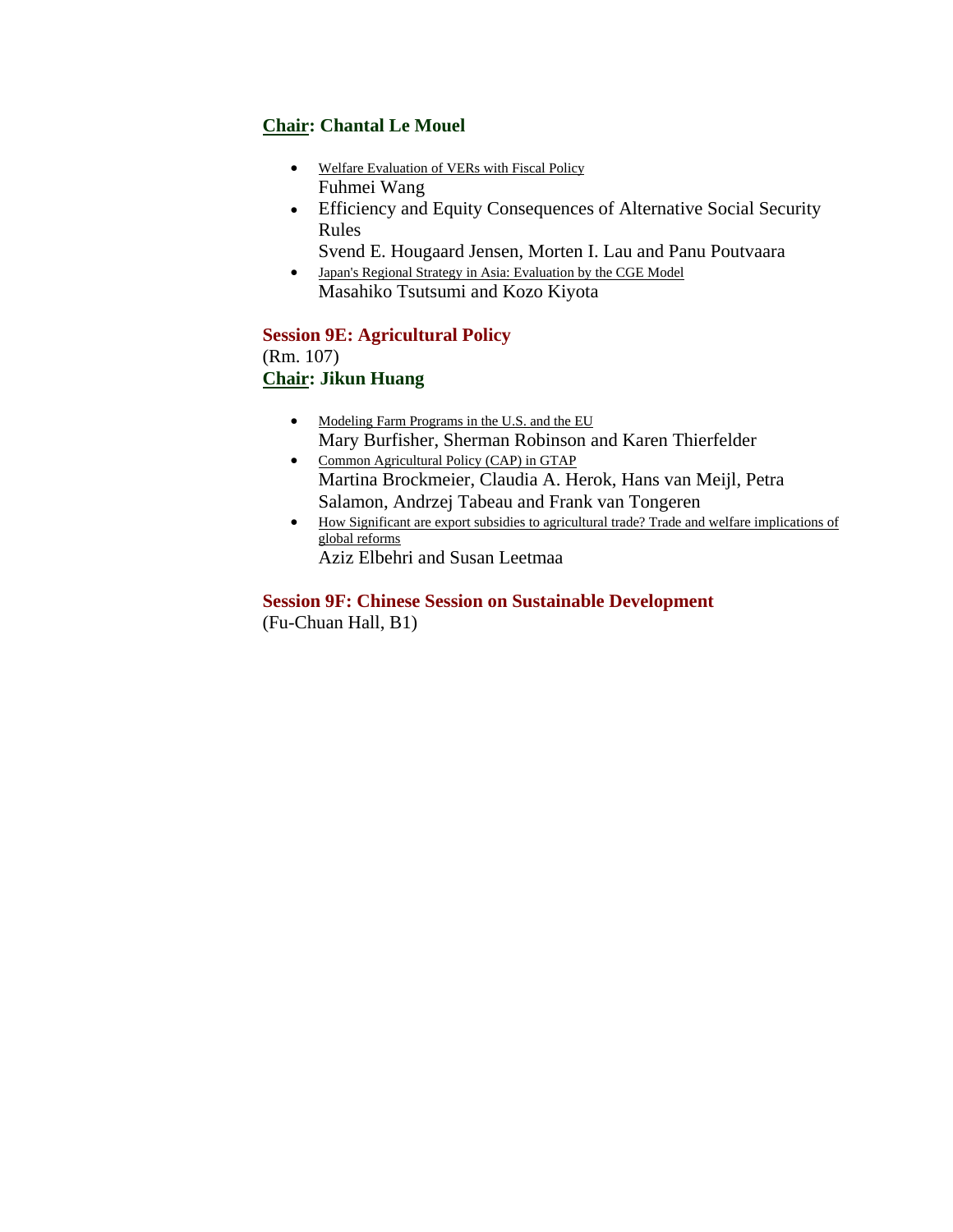**Chair: Chantal Le Mouel**

- Welfare Evaluation of VERs with Fiscal Policy
  Fuhmei Wang
- Efficiency and Equity Consequences of Alternative Social Security Rules
  Svend E. Hougaard Jensen, Morten I. Lau and Panu Poutvaara
- Japan's Regional Strategy in Asia: Evaluation by the CGE Model
  Masahiko Tsutsumi and Kozo Kiyota

### Session 9E: Agricultural Policy

(Rm. 107)

**Chair: Jikun Huang**

- Modeling Farm Programs in the U.S. and the EU
  Mary Burfisher, Sherman Robinson and Karen Thierfelder
- Common Agricultural Policy (CAP) in GTAP
  Martina Brockmeier, Claudia A. Herok, Hans van Meijl, Petra Salamon, Andrzej Tabeau and Frank van Tongeren
- How Significant are export subsidies to agricultural trade? Trade and welfare implications of global reforms
  Aziz Elbehri and Susan Leetmaa

### Session 9F: Chinese Session on Sustainable Development

(Fu-Chuan Hall, B1)